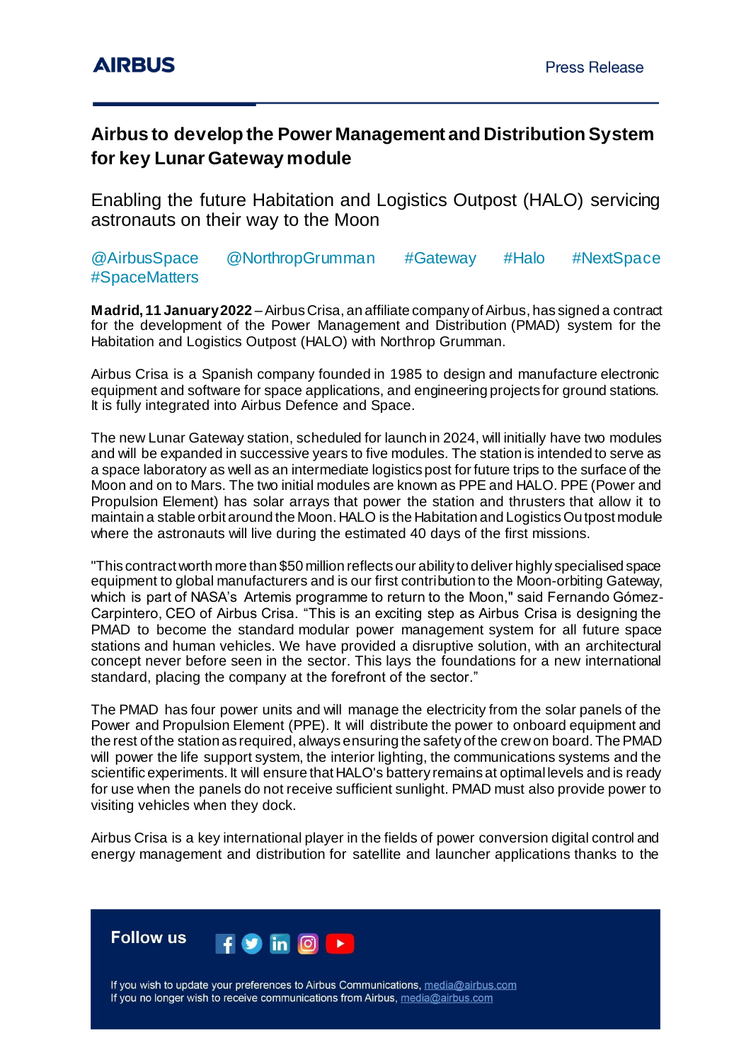**AIRBUS** Press Release

# Airbus to develop the Power Management and Distribution System for key Lunar Gateway module

## Enabling the future Habitation and Logistics Outpost (HALO) servicing astronauts on their way to the Moon

@AirbusSpace @NorthropGrumman #Gateway #Halo #NextSpace #SpaceMatters

**Madrid, 11 January 2022** – Airbus Crisa, an affiliate company of Airbus, has signed a contract for the development of the Power Management and Distribution (PMAD) system for the Habitation and Logistics Outpost (HALO) with Northrop Grumman.

Airbus Crisa is a Spanish company founded in 1985 to design and manufacture electronic equipment and software for space applications, and engineering projects for ground stations. It is fully integrated into Airbus Defence and Space.

The new Lunar Gateway station, scheduled for launch in 2024, will initially have two modules and will be expanded in successive years to five modules. The station is intended to serve as a space laboratory as well as an intermediate logistics post for future trips to the surface of the Moon and on to Mars. The two initial modules are known as PPE and HALO. PPE (Power and Propulsion Element) has solar arrays that power the station and thrusters that allow it to maintain a stable orbit around the Moon. HALO is the Habitation and Logistics Outpost module where the astronauts will live during the estimated 40 days of the first missions.

"This contract worth more than $50 million reflects our ability to deliver highly specialised space equipment to global manufacturers and is our first contribution to the Moon-orbiting Gateway, which is part of NASA's Artemis programme to return to the Moon," said Fernando Gómez-Carpintero, CEO of Airbus Crisa. "This is an exciting step as Airbus Crisa is designing the PMAD to become the standard modular power management system for all future space stations and human vehicles. We have provided a disruptive solution, with an architectural concept never before seen in the sector. This lays the foundations for a new international standard, placing the company at the forefront of the sector."

The PMAD has four power units and will manage the electricity from the solar panels of the Power and Propulsion Element (PPE). It will distribute the power to onboard equipment and the rest of the station as required, always ensuring the safety of the crew on board. The PMAD will power the life support system, the interior lighting, the communications systems and the scientific experiments. It will ensure that HALO's battery remains at optimal levels and is ready for use when the panels do not receive sufficient sunlight. PMAD must also provide power to visiting vehicles when they dock.

Airbus Crisa is a key international player in the fields of power conversion digital control and energy management and distribution for satellite and launcher applications thanks to the

**Follow us**

If you wish to update your preferences to Airbus Communications, media@airbus.com
If you no longer wish to receive communications from Airbus, media@airbus.com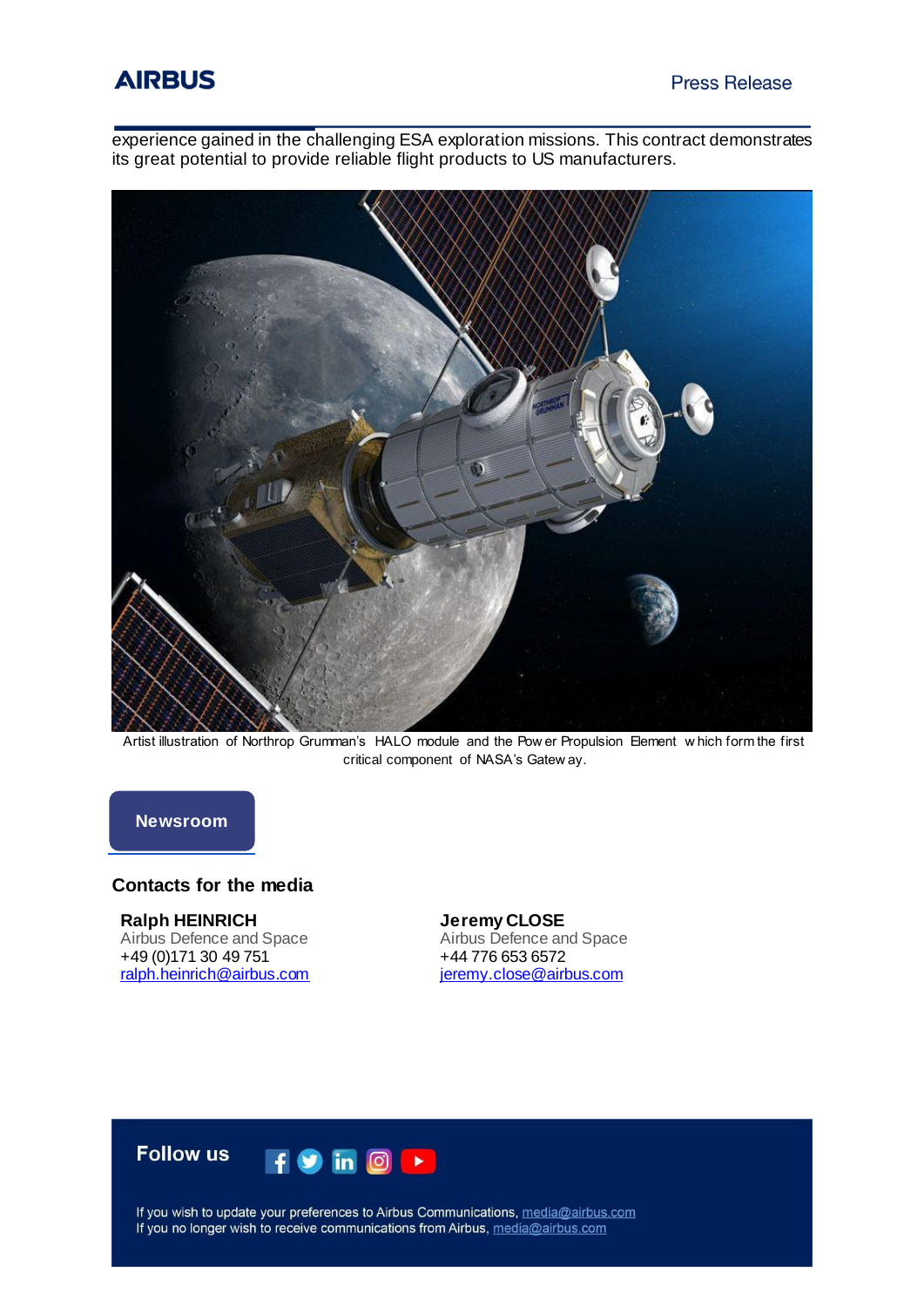experience gained in the challenging ESA exploration missions. This contract demonstrates its great potential to provide reliable flight products to US manufacturers.

Artist illustration of Northrop Grumman's HALO module and the Power Propulsion Element which form the first critical component of NASA's Gateway.

Newsroom

### Contacts for the media

**Ralph HEINRICH**
Airbus Defence and Space
+49 (0)171 30 49 751
ralph.heinrich@airbus.com

**Jeremy CLOSE**
Airbus Defence and Space
+44 776 653 6572
jeremy.close@airbus.com

**Follow us**

If you wish to update your preferences to Airbus Communications, media@airbus.com
If you no longer wish to receive communications from Airbus, media@airbus.com